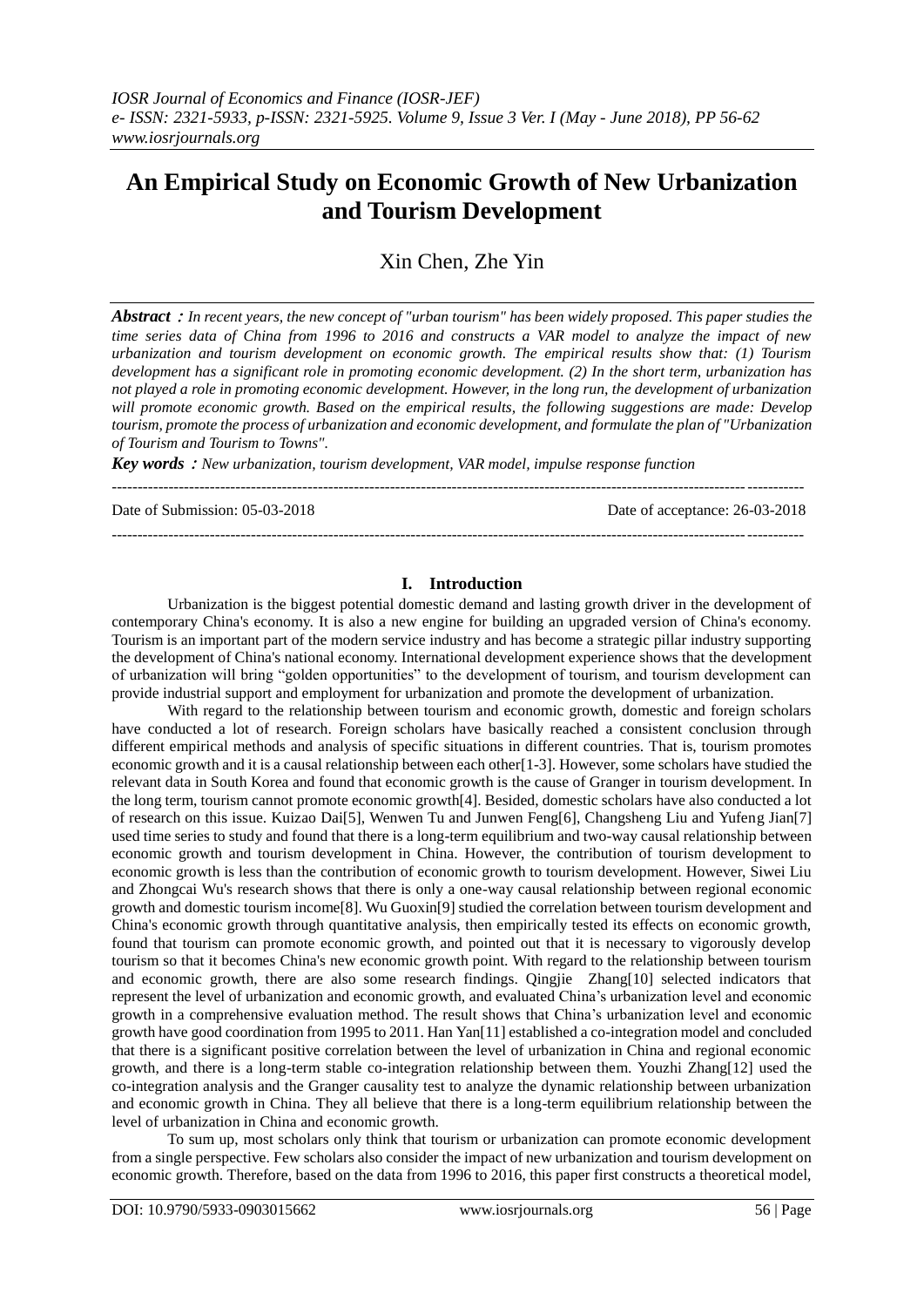# An Empirical Study on Economic Growth of New Urbanization and Tourism Development

Xin Chen, Zhe Yin

***Abstract*：*In recent years, the new concept of "urban tourism" has been widely proposed. This paper studies the time series data of China from 1996 to 2016 and constructs a VAR model to analyze the impact of new urbanization and tourism development on economic growth. The empirical results show that: (1) Tourism development has a significant role in promoting economic development. (2) In the short term, urbanization has not played a role in promoting economic development. However, in the long run, the development of urbanization will promote economic growth. Based on the empirical results, the following suggestions are made: Develop tourism, promote the process of urbanization and economic development, and formulate the plan of "Urbanization of Tourism and Tourism to Towns".***

***Key words*：*New urbanization, tourism development, VAR model, impulse response function***

---

Date of Submission: 05-03-2018 Date of acceptance: 26-03-2018

---

## I. Introduction

Urbanization is the biggest potential domestic demand and lasting growth driver in the development of contemporary China's economy. It is also a new engine for building an upgraded version of China's economy. Tourism is an important part of the modern service industry and has become a strategic pillar industry supporting the development of China's national economy. International development experience shows that the development of urbanization will bring "golden opportunities" to the development of tourism, and tourism development can provide industrial support and employment for urbanization and promote the development of urbanization.

With regard to the relationship between tourism and economic growth, domestic and foreign scholars have conducted a lot of research. Foreign scholars have basically reached a consistent conclusion through different empirical methods and analysis of specific situations in different countries. That is, tourism promotes economic growth and it is a causal relationship between each other[1-3]. However, some scholars have studied the relevant data in South Korea and found that economic growth is the cause of Granger in tourism development. In the long term, tourism cannot promote economic growth[4]. Besided, domestic scholars have also conducted a lot of research on this issue. Kuizao Dai[5], Wenwen Tu and Junwen Feng[6], Changsheng Liu and Yufeng Jian[7] used time series to study and found that there is a long-term equilibrium and two-way causal relationship between economic growth and tourism development in China. However, the contribution of tourism development to economic growth is less than the contribution of economic growth to tourism development. However, Siwei Liu and Zhongcai Wu's research shows that there is only a one-way causal relationship between regional economic growth and domestic tourism income[8]. Wu Guoxin[9] studied the correlation between tourism development and China's economic growth through quantitative analysis, then empirically tested its effects on economic growth, found that tourism can promote economic growth, and pointed out that it is necessary to vigorously develop tourism so that it becomes China's new economic growth point. With regard to the relationship between tourism and economic growth, there are also some research findings. Qingjie Zhang[10] selected indicators that represent the level of urbanization and economic growth, and evaluated China's urbanization level and economic growth in a comprehensive evaluation method. The result shows that China's urbanization level and economic growth have good coordination from 1995 to 2011. Han Yan[11] established a co-integration model and concluded that there is a significant positive correlation between the level of urbanization in China and regional economic growth, and there is a long-term stable co-integration relationship between them. Youzhi Zhang[12] used the co-integration analysis and the Granger causality test to analyze the dynamic relationship between urbanization and economic growth in China. They all believe that there is a long-term equilibrium relationship between the level of urbanization in China and economic growth.

To sum up, most scholars only think that tourism or urbanization can promote economic development from a single perspective. Few scholars also consider the impact of new urbanization and tourism development on economic growth. Therefore, based on the data from 1996 to 2016, this paper first constructs a theoretical model,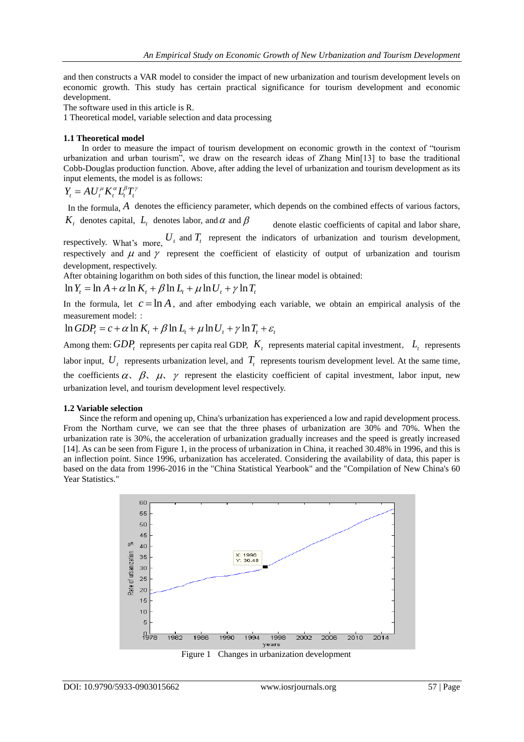and then constructs a VAR model to consider the impact of new urbanization and tourism development levels on economic growth. This study has certain practical significance for tourism development and economic development.

The software used in this article is R.

1 Theoretical model, variable selection and data processing

### 1.1 Theoretical model

In order to measure the impact of tourism development on economic growth in the context of "tourism urbanization and urban tourism", we draw on the research ideas of Zhang Min[13] to base the traditional Cobb-Douglas production function. Above, after adding the level of urbanization and tourism development as its input elements, the model is as follows:

$$Y_t = AU_t^{\mu} K_t^{\alpha} L_t^{\beta} T_t^{\gamma}$$

In the formula, $A$ denotes the efficiency parameter, which depends on the combined effects of various factors, $K_t$ denotes capital, $L_t$ denotes labor, and $\alpha$ and $\beta$ denote elastic coefficients of capital and labor share, respectively. What's more, $U_t$ and $T_t$ represent the indicators of urbanization and tourism development, respectively and $\mu$ and $\gamma$ represent the coefficient of elasticity of output of urbanization and tourism development, respectively.

After obtaining logarithm on both sides of this function, the linear model is obtained:

$$\ln Y_t = \ln A + \alpha \ln K_t + \beta \ln L_t + \mu \ln U_t + \gamma \ln T_t$$

In the formula, let $c = \ln A$, and after embodying each variable, we obtain an empirical analysis of the measurement model: :

$$\ln GDP_t = c + \alpha \ln K_t + \beta \ln L_t + \mu \ln U_t + \gamma \ln T_t + \varepsilon_t$$

Among them: $GDP_t$ represents per capita real GDP, $K_t$ represents material capital investment, $L_t$ represents labor input, $U_t$ represents urbanization level, and $T_t$ represents tourism development level. At the same time, the coefficients $\alpha$、$\beta$、$\mu$、$\gamma$ represent the elasticity coefficient of capital investment, labor input, new urbanization level, and tourism development level respectively.

### 1.2 Variable selection

Since the reform and opening up, China's urbanization has experienced a low and rapid development process. From the Northam curve, we can see that the three phases of urbanization are 30% and 70%. When the urbanization rate is 30%, the acceleration of urbanization gradually increases and the speed is greatly increased [14]. As can be seen from Figure 1, in the process of urbanization in China, it reached 30.48% in 1996, and this is an inflection point. Since 1996, urbanization has accelerated. Considering the availability of data, this paper is based on the data from 1996-2016 in the "China Statistical Yearbook" and the "Compilation of New China's 60 Year Statistics."

Figure 1 Changes in urbanization development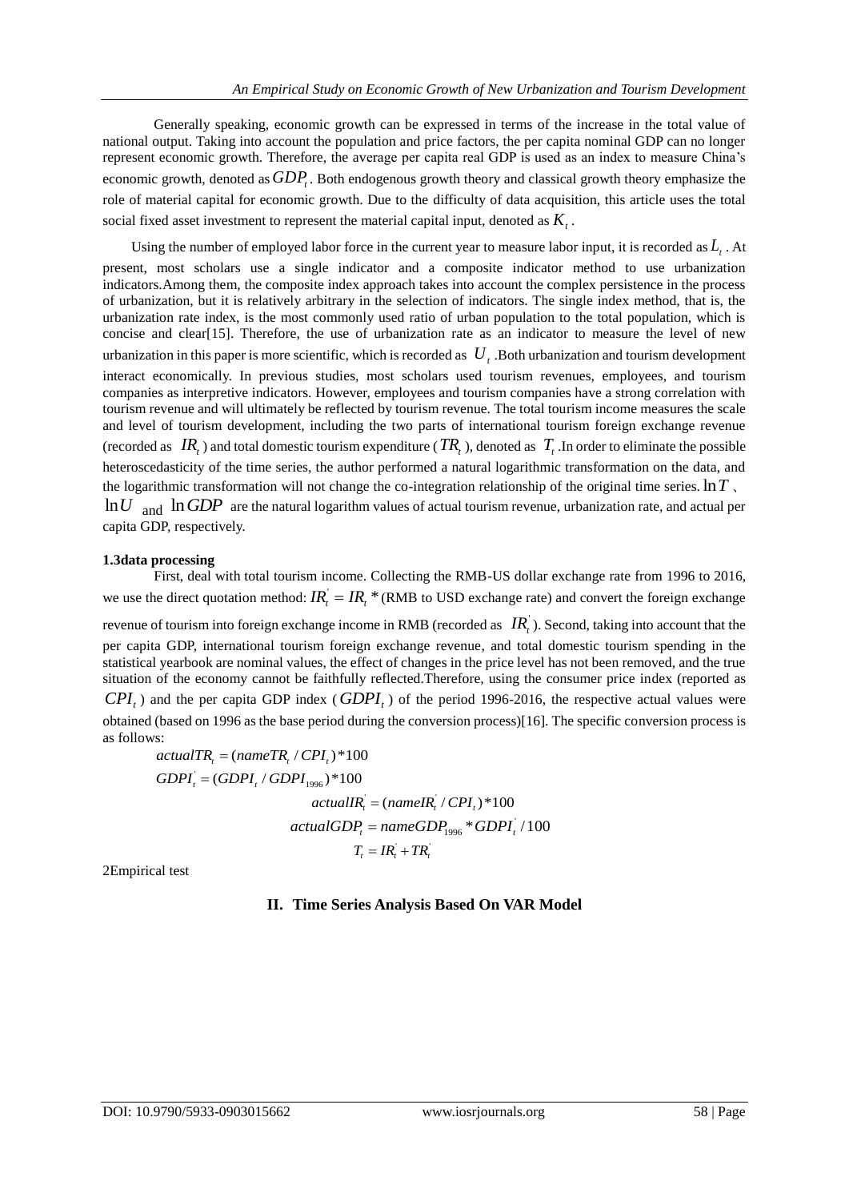Generally speaking, economic growth can be expressed in terms of the increase in the total value of national output. Taking into account the population and price factors, the per capita nominal GDP can no longer represent economic growth. Therefore, the average per capita real GDP is used as an index to measure China's economic growth, denoted as $GDP_t$. Both endogenous growth theory and classical growth theory emphasize the role of material capital for economic growth. Due to the difficulty of data acquisition, this article uses the total social fixed asset investment to represent the material capital input, denoted as $K_t$.

Using the number of employed labor force in the current year to measure labor input, it is recorded as $L_t$. At present, most scholars use a single indicator and a composite indicator method to use urbanization indicators.Among them, the composite index approach takes into account the complex persistence in the process of urbanization, but it is relatively arbitrary in the selection of indicators. The single index method, that is, the urbanization rate index, is the most commonly used ratio of urban population to the total population, which is concise and clear[15]. Therefore, the use of urbanization rate as an indicator to measure the level of new urbanization in this paper is more scientific, which is recorded as $U_t$ .Both urbanization and tourism development interact economically. In previous studies, most scholars used tourism revenues, employees, and tourism companies as interpretive indicators. However, employees and tourism companies have a strong correlation with tourism revenue and will ultimately be reflected by tourism revenue. The total tourism income measures the scale and level of tourism development, including the two parts of international tourism foreign exchange revenue (recorded as $IR_t$) and total domestic tourism expenditure ($TR_t$), denoted as $T_t$ .In order to eliminate the possible heteroscedasticity of the time series, the author performed a natural logarithmic transformation on the data, and the logarithmic transformation will not change the co-integration relationship of the original time series. $\ln T$、$\ln U$ and $\ln GDP$ are the natural logarithm values of actual tourism revenue, urbanization rate, and actual per capita GDP, respectively.

**1.3data processing**

First, deal with total tourism income. Collecting the RMB-US dollar exchange rate from 1996 to 2016, we use the direct quotation method: $IR_t^{'} = IR_t$ * (RMB to USD exchange rate) and convert the foreign exchange revenue of tourism into foreign exchange income in RMB (recorded as $IR_t^{'}$). Second, taking into account that the per capita GDP, international tourism foreign exchange revenue, and total domestic tourism spending in the statistical yearbook are nominal values, the effect of changes in the price level has not been removed, and the true situation of the economy cannot be faithfully reflected.Therefore, using the consumer price index (reported as $CPI_t$) and the per capita GDP index ($GDPI_t$) of the period 1996-2016, the respective actual values were obtained (based on 1996 as the base period during the conversion process)[16]. The specific conversion process is as follows:

$$actualTR_t = (nameTR_t / CPI_t) * 100$$

$$GDPI_t^{'} = (GDPI_t / GDPI_{1996}) * 100$$

$$actualIR_t^{'} = (nameIR_t^{'} / CPI_t) * 100$$

$$actualGDP_t = nameGDP_{1996} * GDPI_t^{'} / 100$$

$$T_t = IR_t^{'} + TR_t^{'}$$

2Empirical test

## II. Time Series Analysis Based On VAR Model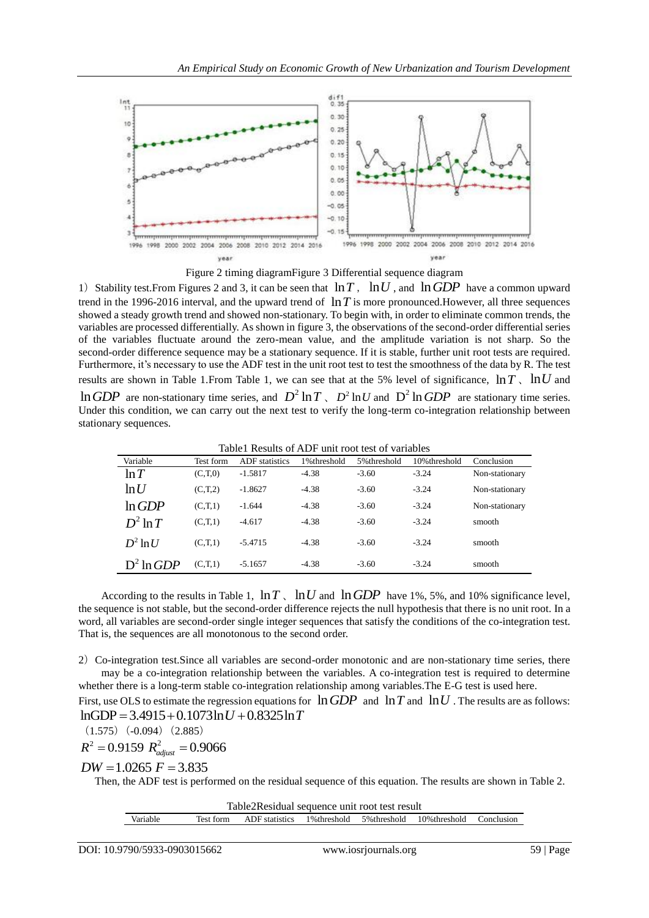Figure 2 timing diagramFigure 3 Differential sequence diagram

1) Stability test.From Figures 2 and 3, it can be seen that $\ln T$, $\ln U$, and $\ln GDP$ have a common upward trend in the 1996-2016 interval, and the upward trend of $\ln T$ is more pronounced.However, all three sequences showed a steady growth trend and showed non-stationary. To begin with, in order to eliminate common trends, the variables are processed differentially. As shown in figure 3, the observations of the second-order differential series of the variables fluctuate around the zero-mean value, and the amplitude variation is not sharp. So the second-order difference sequence may be a stationary sequence. If it is stable, further unit root tests are required. Furthermore, it's necessary to use the ADF test in the unit root test to test the smoothness of the data by R. The test results are shown in Table 1.From Table 1, we can see that at the 5% level of significance, $\ln T$、$\ln U$ and $\ln GDP$ are non-stationary time series, and $D^2 \ln T$、$D^2 \ln U$ and $D^2 \ln GDP$ are stationary time series. Under this condition, we can carry out the next test to verify the long-term co-integration relationship between stationary sequences.

Table1 Results of ADF unit root test of variables

| Variable | Test form | ADF statistics | 1%threshold | 5%threshold | 10%threshold | Conclusion |
|---|---|---|---|---|---|---|
| $\ln T$ | (C,T,0) | -1.5817 | -4.38 | -3.60 | -3.24 | Non-stationary |
| $\ln U$ | (C,T,2) | -1.8627 | -4.38 | -3.60 | -3.24 | Non-stationary |
| $\ln GDP$ | (C,T,1) | -1.644 | -4.38 | -3.60 | -3.24 | Non-stationary |
| $D^2 \ln T$ | (C,T,1) | -4.617 | -4.38 | -3.60 | -3.24 | smooth |
| $D^2 \ln U$ | (C,T,1) | -5.4715 | -4.38 | -3.60 | -3.24 | smooth |
| $D^2 \ln GDP$ | (C,T,1) | -5.1657 | -4.38 | -3.60 | -3.24 | smooth |

According to the results in Table 1, $\ln T$、$\ln U$ and $\ln GDP$ have 1%, 5%, and 10% significance level, the sequence is not stable, but the second-order difference rejects the null hypothesis that there is no unit root. In a word, all variables are second-order single integer sequences that satisfy the conditions of the co-integration test. That is, the sequences are all monotonous to the second order.

2) Co-integration test.Since all variables are second-order monotonic and are non-stationary time series, there may be a co-integration relationship between the variables. A co-integration test is required to determine whether there is a long-term stable co-integration relationship among variables.The E-G test is used here.

First, use OLS to estimate the regression equations for $\ln GDP$ and $\ln T$ and $\ln U$. The results are as follows:

$$\ln GDP = 3.4915 + 0.1073 \ln U + 0.8325 \ln T$$

(1.575) (-0.094) (2.885)

$$R^2 = 0.9159 \quad R^2_{adjust} = 0.9066$$

$$DW = 1.0265 \quad F = 3.835$$

Then, the ADF test is performed on the residual sequence of this equation. The results are shown in Table 2.

Table2Residual sequence unit root test result

| Variable | Test form | ADF statistics | 1%threshold | 5%threshold | 10%threshold | Conclusion |
|---|---|---|---|---|---|---|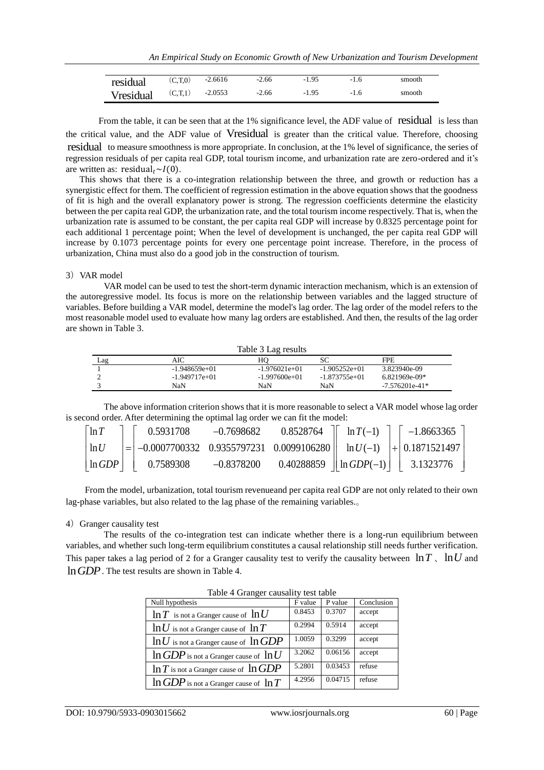| residual | (C,T,0) | -2.6616 | -2.66 | -1.95 | -1.6 | smooth |
|---|---|---|---|---|---|---|
| Vresidual | (C,T,1) | -2.0553 | -2.66 | -1.95 | -1.6 | smooth |

From the table, it can be seen that at the 1% significance level, the ADF value of residual is less than the critical value, and the ADF value of Vresidual is greater than the critical value. Therefore, choosing residual to measure smoothness is more appropriate. In conclusion, at the 1% level of significance, the series of regression residuals of per capita real GDP, total tourism income, and urbanization rate are zero-ordered and it's are written as: $\text{residual}_t \sim I(0)$.

This shows that there is a co-integration relationship between the three, and growth or reduction has a synergistic effect for them. The coefficient of regression estimation in the above equation shows that the goodness of fit is high and the overall explanatory power is strong. The regression coefficients determine the elasticity between the per capita real GDP, the urbanization rate, and the total tourism income respectively. That is, when the urbanization rate is assumed to be constant, the per capita real GDP will increase by 0.8325 percentage point for each additional 1 percentage point; When the level of development is unchanged, the per capita real GDP will increase by 0.1073 percentage points for every one percentage point increase. Therefore, in the process of urbanization, China must also do a good job in the construction of tourism.

3) VAR model

VAR model can be used to test the short-term dynamic interaction mechanism, which is an extension of the autoregressive model. Its focus is more on the relationship between variables and the lagged structure of variables. Before building a VAR model, determine the model's lag order. The lag order of the model refers to the most reasonable model used to evaluate how many lag orders are established. And then, the results of the lag order are shown in Table 3.

Table 3 Lag results

| Lag | AIC | HQ | SC | FPE |
|---|---|---|---|---|
| 1 | -1.948659e+01 | -1.976021e+01 | -1.905252e+01 | 3.823940e-09 |
| 2 | -1.949717e+01 | -1.997600e+01 | -1.873755e+01 | 6.821969e-09* |
| 3 | NaN | NaN | NaN | -7.576201e-41* |

The above information criterion shows that it is more reasonable to select a VAR model whose lag order is second order. After determining the optimal lag order we can fit the model:

$$\begin{bmatrix} \ln T \\ \ln U \\ \ln GDP \end{bmatrix} = \begin{bmatrix} 0.5931708 & -0.7698682 & 0.8528764 \\ -0.0007700332 & 0.9355797231 & 0.0099106280 \\ 0.7589308 & -0.8378200 & 0.40288859 \end{bmatrix} \begin{bmatrix} \ln T(-1) \\ \ln U(-1) \\ \ln GDP(-1) \end{bmatrix} + \begin{bmatrix} -1.8663365 \\ 0.1871521497 \\ 3.1323776 \end{bmatrix}$$

From the model, urbanization, total tourism revenueand per capita real GDP are not only related to their own lag-phase variables, but also related to the lag phase of the remaining variables.。

4) Granger causality test

The results of the co-integration test can indicate whether there is a long-run equilibrium between variables, and whether such long-term equilibrium constitutes a causal relationship still needs further verification. This paper takes a lag period of 2 for a Granger causality test to verify the causality between $\ln T$ 、$\ln U$ and $\ln GDP$. The test results are shown in Table 4.

Table 4 Granger causality test table

| Null hypothesis | F value | P value | Conclusion |
|---|---|---|---|
| $\ln T$ is not a Granger cause of $\ln U$ | 0.8453 | 0.3707 | accept |
| $\ln U$ is not a Granger cause of $\ln T$ | 0.2994 | 0.5914 | accept |
| $\ln U$ is not a Granger cause of $\ln GDP$ | 1.0059 | 0.3299 | accept |
| $\ln GDP$ is not a Granger cause of $\ln U$ | 3.2062 | 0.06156 | accept |
| $\ln T$ is not a Granger cause of $\ln GDP$ | 5.2801 | 0.03453 | refuse |
| $\ln GDP$ is not a Granger cause of $\ln T$ | 4.2956 | 0.04715 | refuse |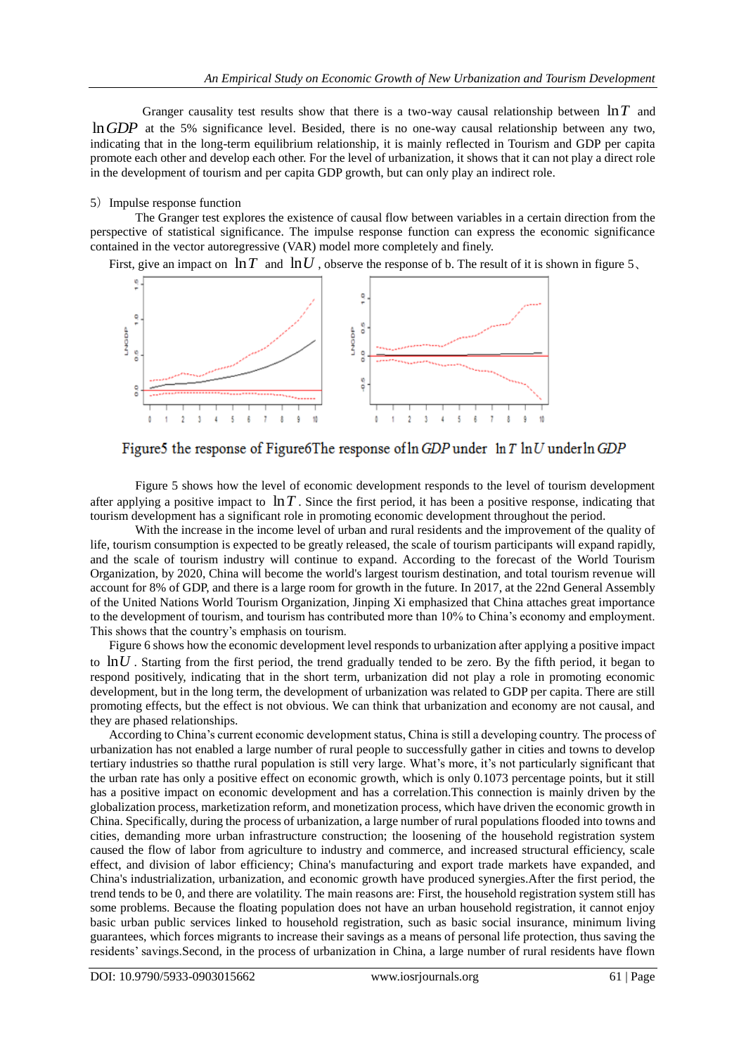Granger causality test results show that there is a two-way causal relationship between $\ln T$ and $\ln GDP$ at the 5% significance level. Besided, there is no one-way causal relationship between any two, indicating that in the long-term equilibrium relationship, it is mainly reflected in Tourism and GDP per capita promote each other and develop each other. For the level of urbanization, it shows that it can not play a direct role in the development of tourism and per capita GDP growth, but can only play an indirect role.

5) Impulse response function

The Granger test explores the existence of causal flow between variables in a certain direction from the perspective of statistical significance. The impulse response function can express the economic significance contained in the vector autoregressive (VAR) model more completely and finely.

First, give an impact on $\ln T$ and $\ln U$, observe the response of b. The result of it is shown in figure 5、

Figure5 the response of $\ln GDP$ under $\ln T$ Figure6The response of $\ln U$ under $\ln GDP$

Figure 5 shows how the level of economic development responds to the level of tourism development after applying a positive impact to $\ln T$. Since the first period, it has been a positive response, indicating that tourism development has a significant role in promoting economic development throughout the period.

With the increase in the income level of urban and rural residents and the improvement of the quality of life, tourism consumption is expected to be greatly released, the scale of tourism participants will expand rapidly, and the scale of tourism industry will continue to expand. According to the forecast of the World Tourism Organization, by 2020, China will become the world's largest tourism destination, and total tourism revenue will account for 8% of GDP, and there is a large room for growth in the future. In 2017, at the 22nd General Assembly of the United Nations World Tourism Organization, Jinping Xi emphasized that China attaches great importance to the development of tourism, and tourism has contributed more than 10% to China's economy and employment. This shows that the country's emphasis on tourism.

Figure 6 shows how the economic development level responds to urbanization after applying a positive impact to $\ln U$. Starting from the first period, the trend gradually tended to be zero. By the fifth period, it began to respond positively, indicating that in the short term, urbanization did not play a role in promoting economic development, but in the long term, the development of urbanization was related to GDP per capita. There are still promoting effects, but the effect is not obvious. We can think that urbanization and economy are not causal, and they are phased relationships.

According to China's current economic development status, China is still a developing country. The process of urbanization has not enabled a large number of rural people to successfully gather in cities and towns to develop tertiary industries so thatthe rural population is still very large. What's more, it's not particularly significant that the urban rate has only a positive effect on economic growth, which is only 0.1073 percentage points, but it still has a positive impact on economic development and has a correlation.This connection is mainly driven by the globalization process, marketization reform, and monetization process, which have driven the economic growth in China. Specifically, during the process of urbanization, a large number of rural populations flooded into towns and cities, demanding more urban infrastructure construction; the loosening of the household registration system caused the flow of labor from agriculture to industry and commerce, and increased structural efficiency, scale effect, and division of labor efficiency; China's manufacturing and export trade markets have expanded, and China's industrialization, urbanization, and economic growth have produced synergies.After the first period, the trend tends to be 0, and there are volatility. The main reasons are: First, the household registration system still has some problems. Because the floating population does not have an urban household registration, it cannot enjoy basic urban public services linked to household registration, such as basic social insurance, minimum living guarantees, which forces migrants to increase their savings as a means of personal life protection, thus saving the residents' savings.Second, in the process of urbanization in China, a large number of rural residents have flown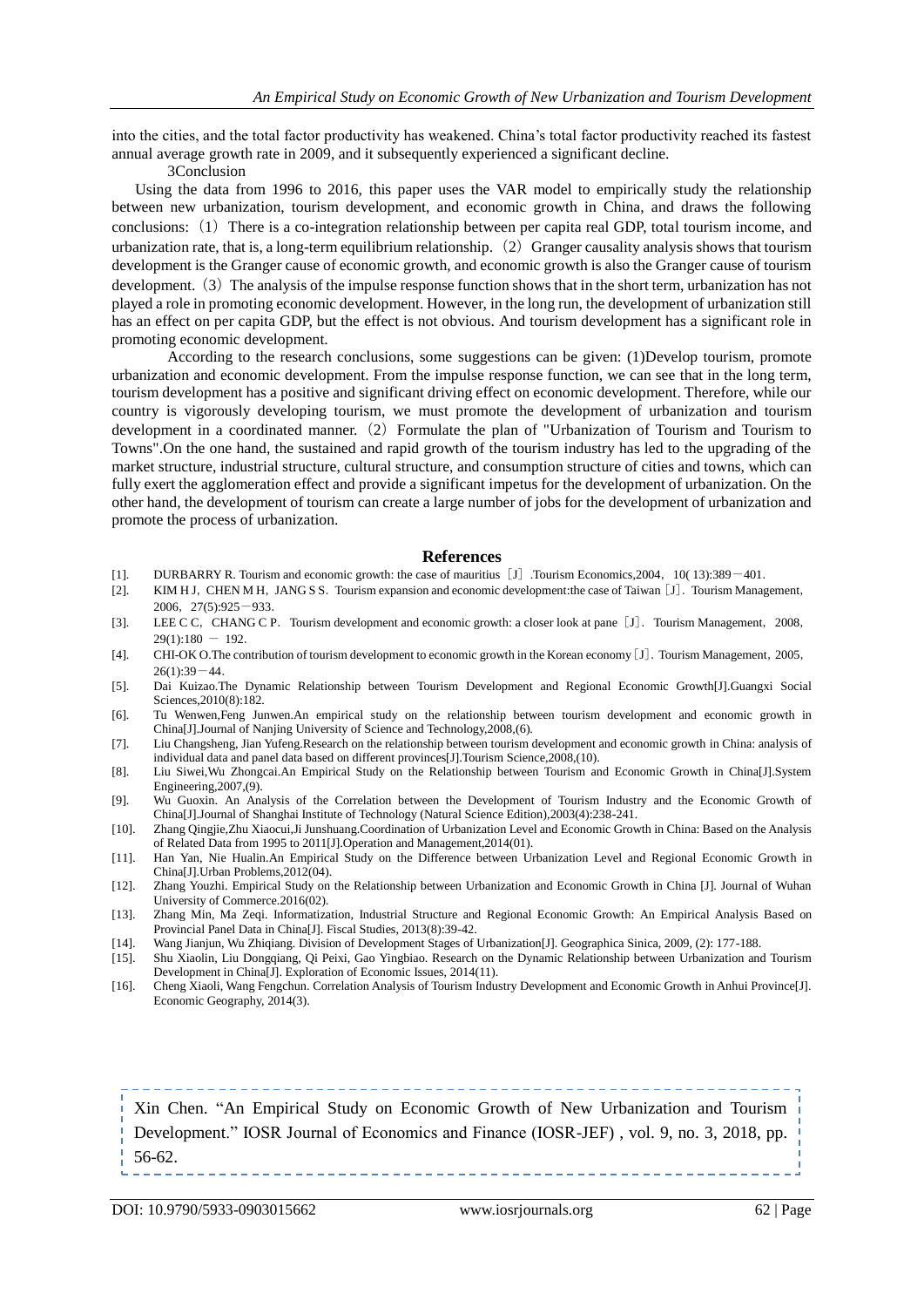into the cities, and the total factor productivity has weakened. China's total factor productivity reached its fastest annual average growth rate in 2009, and it subsequently experienced a significant decline.

## 3Conclusion

Using the data from 1996 to 2016, this paper uses the VAR model to empirically study the relationship between new urbanization, tourism development, and economic growth in China, and draws the following conclusions: （1）There is a co-integration relationship between per capita real GDP, total tourism income, and urbanization rate, that is, a long-term equilibrium relationship. （2）Granger causality analysis shows that tourism development is the Granger cause of economic growth, and economic growth is also the Granger cause of tourism development. （3）The analysis of the impulse response function shows that in the short term, urbanization has not played a role in promoting economic development. However, in the long run, the development of urbanization still has an effect on per capita GDP, but the effect is not obvious. And tourism development has a significant role in promoting economic development.

According to the research conclusions, some suggestions can be given: (1)Develop tourism, promote urbanization and economic development. From the impulse response function, we can see that in the long term, tourism development has a positive and significant driving effect on economic development. Therefore, while our country is vigorously developing tourism, we must promote the development of urbanization and tourism development in a coordinated manner. （2）Formulate the plan of "Urbanization of Tourism and Tourism to Towns".On the one hand, the sustained and rapid growth of the tourism industry has led to the upgrading of the market structure, industrial structure, cultural structure, and consumption structure of cities and towns, which can fully exert the agglomeration effect and provide a significant impetus for the development of urbanization. On the other hand, the development of tourism can create a large number of jobs for the development of urbanization and promote the process of urbanization.

## References

[1]. DURBARRY R. Tourism and economic growth: the case of mauritius［J］.Tourism Economics,2004，10( 13):389－401.

[2]. KIM H J，CHEN M H，JANG S S．Tourism expansion and economic development:the case of Taiwan［J］．Tourism Management，2006，27(5):925－933.

[3]. LEE C C，CHANG C P． Tourism development and economic growth: a closer look at pane［J］．Tourism Management，2008，29(1):180 － 192.

[4]. CHI-OK O.The contribution of tourism development to economic growth in the Korean economy［J］．Tourism Management，2005，26(1):39－44.

[5]. Dai Kuizao.The Dynamic Relationship between Tourism Development and Regional Economic Growth[J].Guangxi Social Sciences,2010(8):182.

[6]. Tu Wenwen,Feng Junwen.An empirical study on the relationship between tourism development and economic growth in China[J].Journal of Nanjing University of Science and Technology,2008,(6).

[7]. Liu Changsheng, Jian Yufeng.Research on the relationship between tourism development and economic growth in China: analysis of individual data and panel data based on different provinces[J].Tourism Science,2008,(10).

[8]. Liu Siwei,Wu Zhongcai.An Empirical Study on the Relationship between Tourism and Economic Growth in China[J].System Engineering,2007,(9).

[9]. Wu Guoxin. An Analysis of the Correlation between the Development of Tourism Industry and the Economic Growth of China[J].Journal of Shanghai Institute of Technology (Natural Science Edition),2003(4):238-241.

[10]. Zhang Qingjie,Zhu Xiaocui,Ji Junshuang.Coordination of Urbanization Level and Economic Growth in China: Based on the Analysis of Related Data from 1995 to 2011[J].Operation and Management,2014(01).

[11]. Han Yan, Nie Hualin.An Empirical Study on the Difference between Urbanization Level and Regional Economic Growth in China[J].Urban Problems,2012(04).

[12]. Zhang Youzhi. Empirical Study on the Relationship between Urbanization and Economic Growth in China [J]. Journal of Wuhan University of Commerce.2016(02).

[13]. Zhang Min, Ma Zeqi. Informatization, Industrial Structure and Regional Economic Growth: An Empirical Analysis Based on Provincial Panel Data in China[J]. Fiscal Studies, 2013(8):39-42.

[14]. Wang Jianjun, Wu Zhiqiang. Division of Development Stages of Urbanization[J]. Geographica Sinica, 2009, (2): 177-188.

[15]. Shu Xiaolin, Liu Dongqiang, Qi Peixi, Gao Yingbiao. Research on the Dynamic Relationship between Urbanization and Tourism Development in China[J]. Exploration of Economic Issues, 2014(11).

[16]. Cheng Xiaoli, Wang Fengchun. Correlation Analysis of Tourism Industry Development and Economic Growth in Anhui Province[J]. Economic Geography, 2014(3).

Xin Chen. "An Empirical Study on Economic Growth of New Urbanization and Tourism Development." IOSR Journal of Economics and Finance (IOSR-JEF) , vol. 9, no. 3, 2018, pp. 56-62.